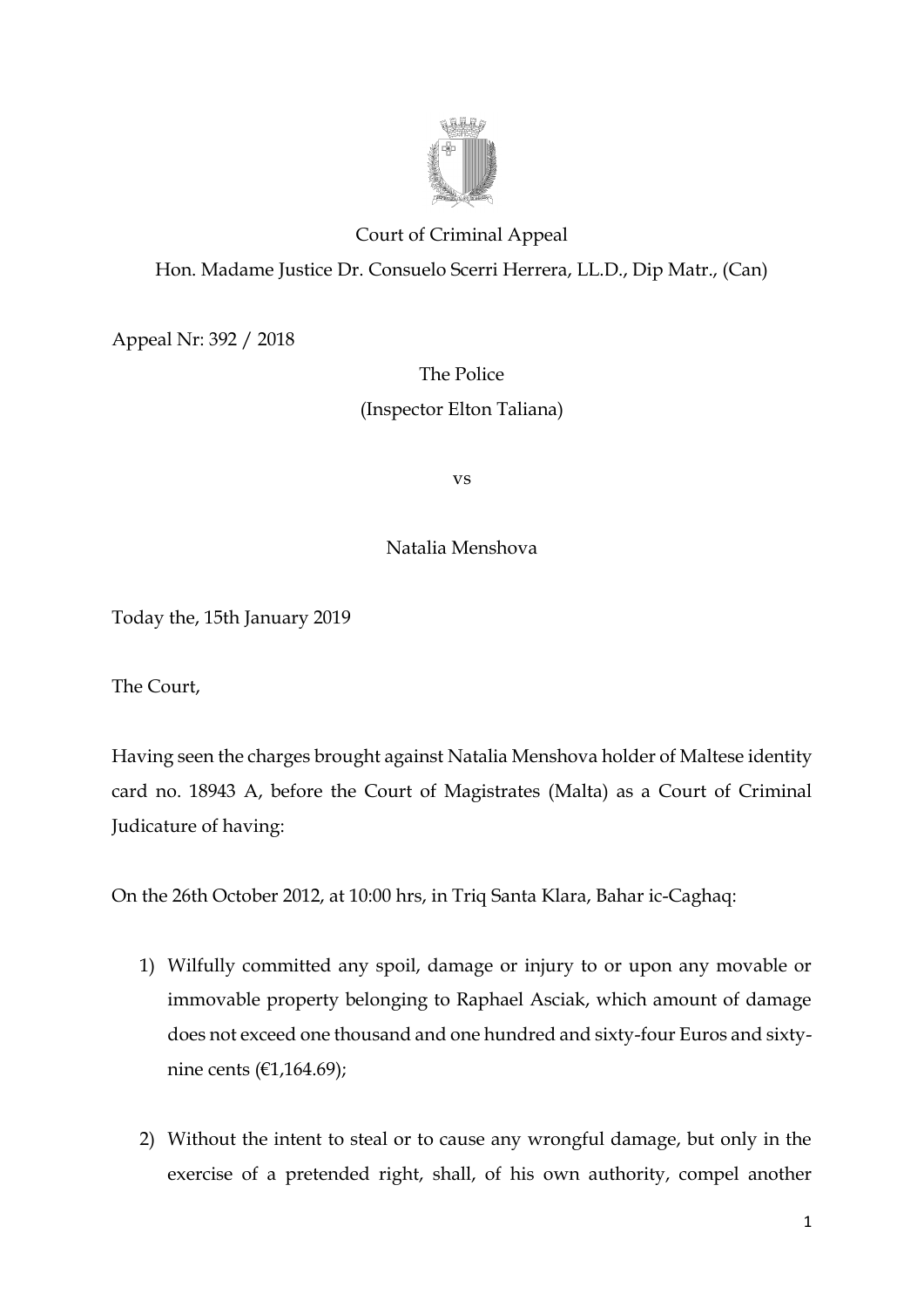Court of Criminal Appeal

Hon. Madame Justice Dr. Consuelo Scerri Herrera, LL.D., Dip Matr., (Can)

Appeal Nr: 392 / 2018

The Police

(Inspector Elton Taliana)

vs

Natalia Menshova

Today the, 15th January 2019

The Court,

Having seen the charges brought against Natalia Menshova holder of Maltese identity card no. 18943 A, before the Court of Magistrates (Malta) as a Court of Criminal Judicature of having:

On the 26th October 2012, at 10:00 hrs, in Triq Santa Klara, Bahar ic-Caghaq:

1) Wilfully committed any spoil, damage or injury to or upon any movable or immovable property belonging to Raphael Asciak, which amount of damage does not exceed one thousand and one hundred and sixty-four Euros and sixty-nine cents (€1,164.69);

2) Without the intent to steal or to cause any wrongful damage, but only in the exercise of a pretended right, shall, of his own authority, compel another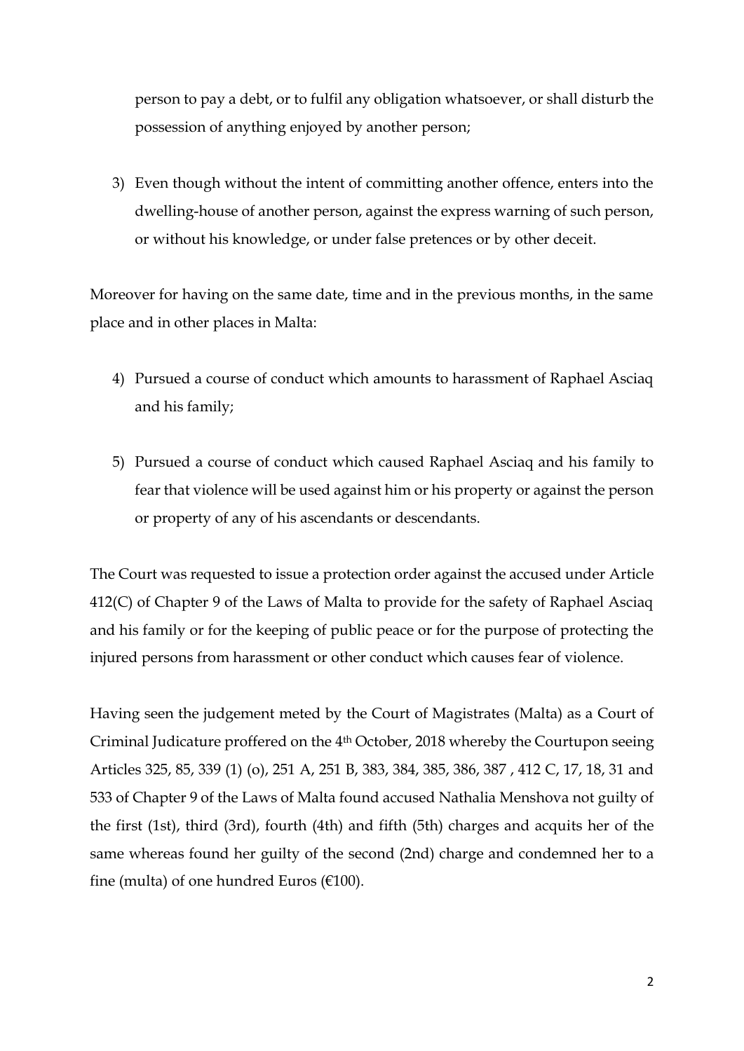person to pay a debt, or to fulfil any obligation whatsoever, or shall disturb the possession of anything enjoyed by another person;

3) Even though without the intent of committing another offence, enters into the dwelling-house of another person, against the express warning of such person, or without his knowledge, or under false pretences or by other deceit.

Moreover for having on the same date, time and in the previous months, in the same place and in other places in Malta:

4) Pursued a course of conduct which amounts to harassment of Raphael Asciaq and his family;

5) Pursued a course of conduct which caused Raphael Asciaq and his family to fear that violence will be used against him or his property or against the person or property of any of his ascendants or descendants.

The Court was requested to issue a protection order against the accused under Article 412(C) of Chapter 9 of the Laws of Malta to provide for the safety of Raphael Asciaq and his family or for the keeping of public peace or for the purpose of protecting the injured persons from harassment or other conduct which causes fear of violence.

Having seen the judgement meted by the Court of Magistrates (Malta) as a Court of Criminal Judicature proffered on the 4th October, 2018 whereby the Courtupon seeing Articles 325, 85, 339 (1) (o), 251 A, 251 B, 383, 384, 385, 386, 387 , 412 C, 17, 18, 31 and 533 of Chapter 9 of the Laws of Malta found accused Nathalia Menshova not guilty of the first (1st), third (3rd), fourth (4th) and fifth (5th) charges and acquits her of the same whereas found her guilty of the second (2nd) charge and condemned her to a fine (multa) of one hundred Euros (€100).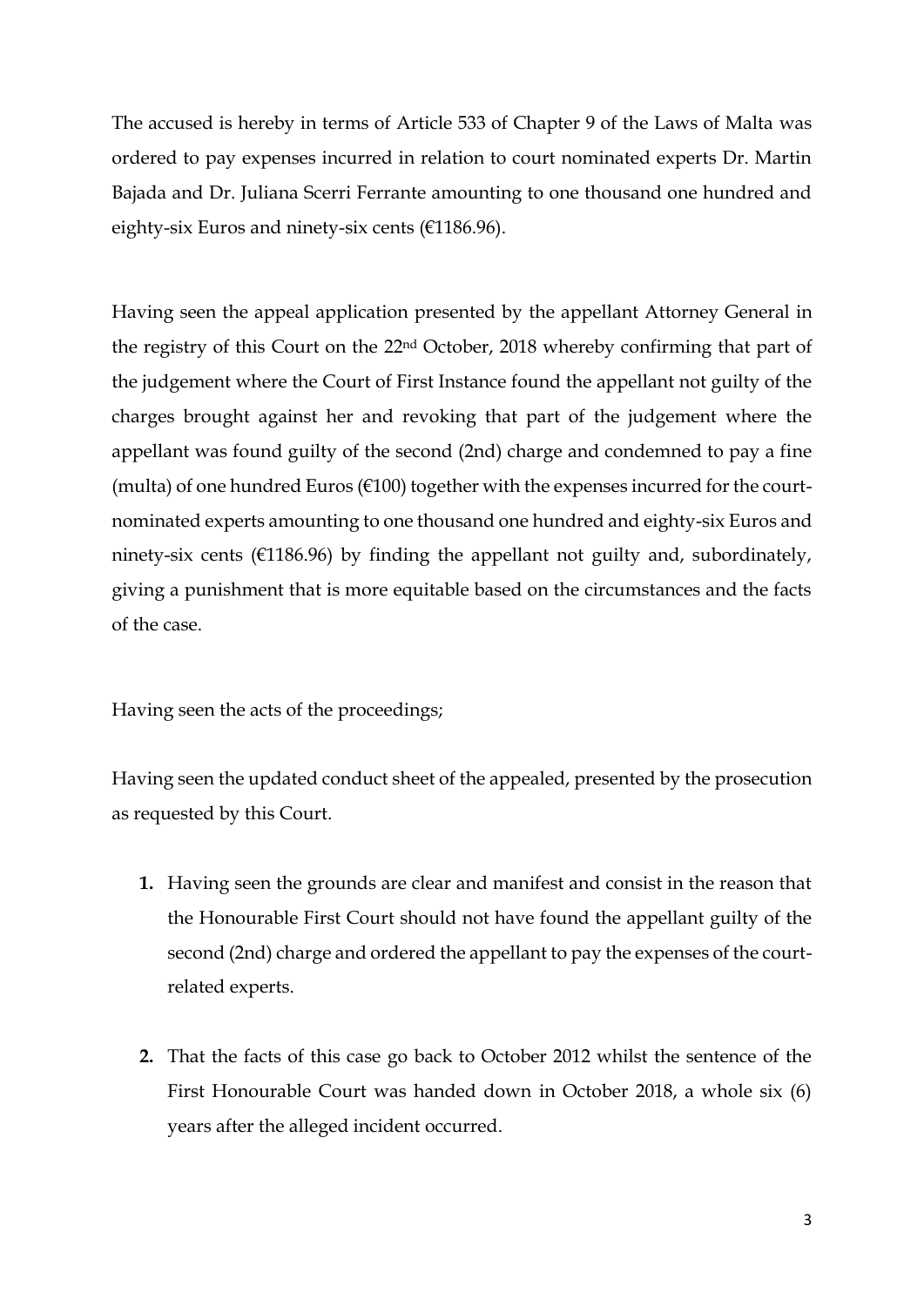The accused is hereby in terms of Article 533 of Chapter 9 of the Laws of Malta was ordered to pay expenses incurred in relation to court nominated experts Dr. Martin Bajada and Dr. Juliana Scerri Ferrante amounting to one thousand one hundred and eighty-six Euros and ninety-six cents (€1186.96).

Having seen the appeal application presented by the appellant Attorney General in the registry of this Court on the 22nd October, 2018 whereby confirming that part of the judgement where the Court of First Instance found the appellant not guilty of the charges brought against her and revoking that part of the judgement where the appellant was found guilty of the second (2nd) charge and condemned to pay a fine (multa) of one hundred Euros (€100) together with the expenses incurred for the court-nominated experts amounting to one thousand one hundred and eighty-six Euros and ninety-six cents (€1186.96) by finding the appellant not guilty and, subordinately, giving a punishment that is more equitable based on the circumstances and the facts of the case.

Having seen the acts of the proceedings;

Having seen the updated conduct sheet of the appealed, presented by the prosecution as requested by this Court.

1. Having seen the grounds are clear and manifest and consist in the reason that the Honourable First Court should not have found the appellant guilty of the second (2nd) charge and ordered the appellant to pay the expenses of the court-related experts.

2. That the facts of this case go back to October 2012 whilst the sentence of the First Honourable Court was handed down in October 2018, a whole six (6) years after the alleged incident occurred.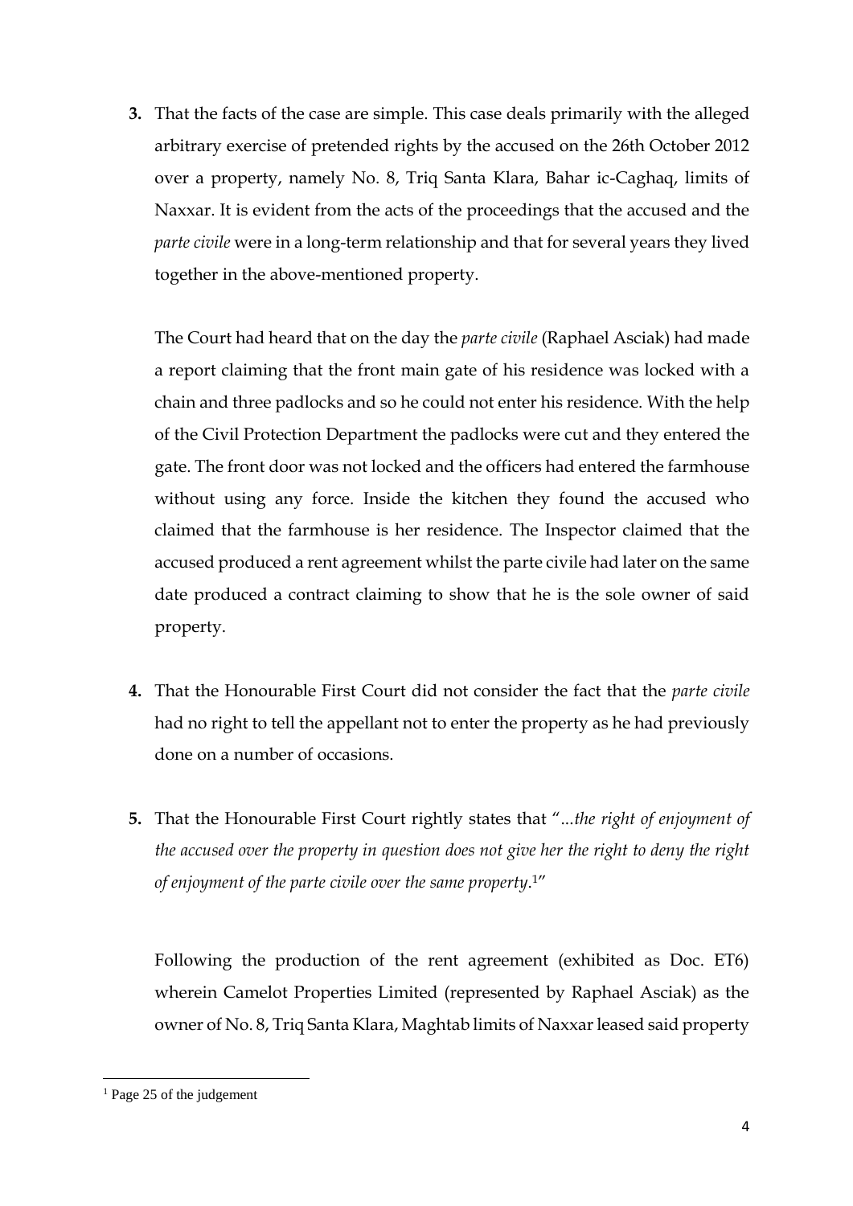**3.** That the facts of the case are simple. This case deals primarily with the alleged arbitrary exercise of pretended rights by the accused on the 26th October 2012 over a property, namely No. 8, Triq Santa Klara, Bahar ic-Caghaq, limits of Naxxar. It is evident from the acts of the proceedings that the accused and the *parte civile* were in a long-term relationship and that for several years they lived together in the above-mentioned property.

The Court had heard that on the day the *parte civile* (Raphael Asciak) had made a report claiming that the front main gate of his residence was locked with a chain and three padlocks and so he could not enter his residence. With the help of the Civil Protection Department the padlocks were cut and they entered the gate. The front door was not locked and the officers had entered the farmhouse without using any force. Inside the kitchen they found the accused who claimed that the farmhouse is her residence. The Inspector claimed that the accused produced a rent agreement whilst the parte civile had later on the same date produced a contract claiming to show that he is the sole owner of said property.

**4.** That the Honourable First Court did not consider the fact that the *parte civile* had no right to tell the appellant not to enter the property as he had previously done on a number of occasions.

**5.** That the Honourable First Court rightly states that "*...the right of enjoyment of the accused over the property in question does not give her the right to deny the right of enjoyment of the parte civile over the same property.*[1]"

Following the production of the rent agreement (exhibited as Doc. ET6) wherein Camelot Properties Limited (represented by Raphael Asciak) as the owner of No. 8, Triq Santa Klara, Maghtab limits of Naxxar leased said property

---

[1] Page 25 of the judgement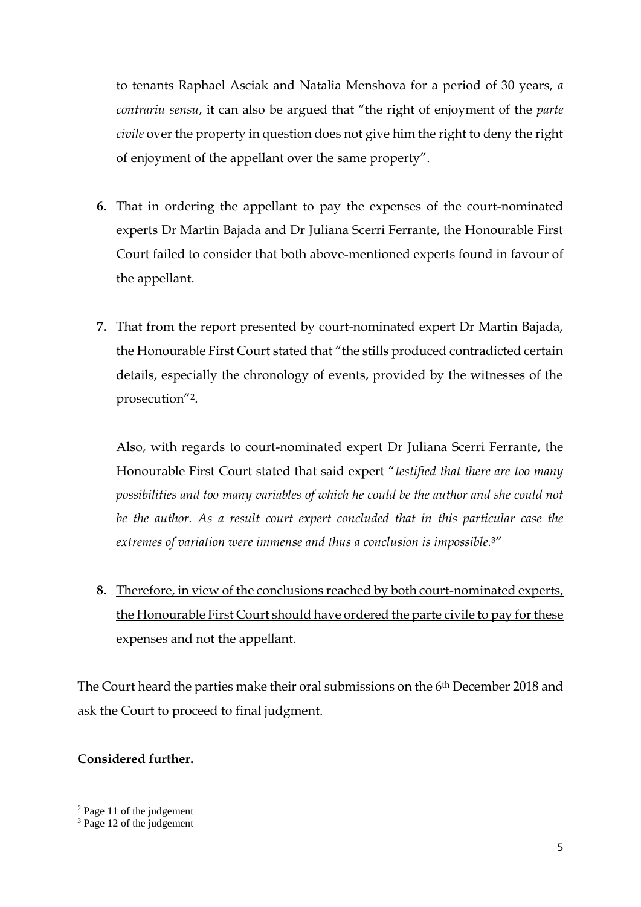to tenants Raphael Asciak and Natalia Menshova for a period of 30 years, *a contrariu sensu*, it can also be argued that "the right of enjoyment of the *parte civile* over the property in question does not give him the right to deny the right of enjoyment of the appellant over the same property".

**6.** That in ordering the appellant to pay the expenses of the court-nominated experts Dr Martin Bajada and Dr Juliana Scerri Ferrante, the Honourable First Court failed to consider that both above-mentioned experts found in favour of the appellant.

**7.** That from the report presented by court-nominated expert Dr Martin Bajada, the Honourable First Court stated that "the stills produced contradicted certain details, especially the chronology of events, provided by the witnesses of the prosecution"[2].

Also, with regards to court-nominated expert Dr Juliana Scerri Ferrante, the Honourable First Court stated that said expert "*testified that there are too many possibilities and too many variables of which he could be the author and she could not be the author. As a result court expert concluded that in this particular case the extremes of variation were immense and thus a conclusion is impossible.*[3]"

**8.** <u>Therefore, in view of the conclusions reached by both court-nominated experts, the Honourable First Court should have ordered the parte civile to pay for these expenses and not the appellant.</u>

The Court heard the parties make their oral submissions on the 6th December 2018 and ask the Court to proceed to final judgment.

**Considered further.**

---

[2] Page 11 of the judgement

[3] Page 12 of the judgement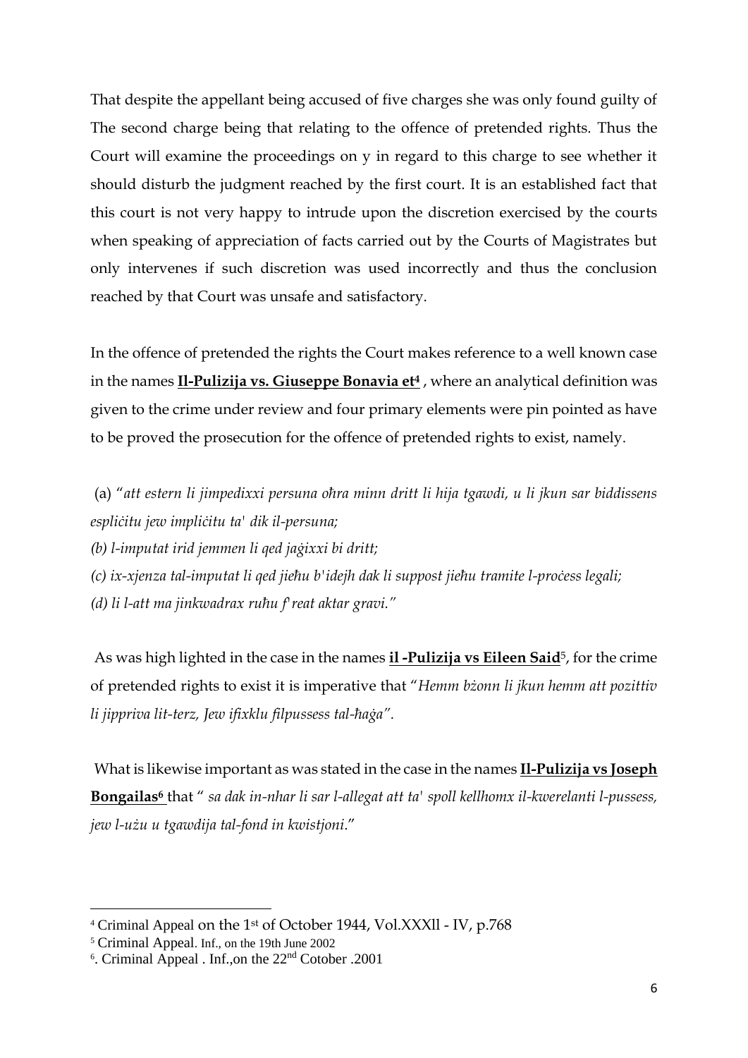That despite the appellant being accused of five charges she was only found guilty of The second charge being that relating to the offence of pretended rights. Thus the Court will examine the proceedings on y in regard to this charge to see whether it should disturb the judgment reached by the first court. It is an established fact that this court is not very happy to intrude upon the discretion exercised by the courts when speaking of appreciation of facts carried out by the Courts of Magistrates but only intervenes if such discretion was used incorrectly and thus the conclusion reached by that Court was unsafe and satisfactory.

In the offence of pretended the rights the Court makes reference to a well known case in the names **Il-Pulizija vs. Giuseppe Bonavia et**[4] , where an analytical definition was given to the crime under review and four primary elements were pin pointed as have to be proved the prosecution for the offence of pretended rights to exist, namely.

(a) "*att estern li jimpedixxi persuna oħra minn dritt li hija tgawdi, u li jkun sar biddissens espliċitu jew impliċitu ta' dik il-persuna;*
*(b) l-imputat irid jemmen li qed jaġixxi bi dritt;*
*(c) ix-xjenza tal-imputat li qed jieħu b'idejh dak li suppost jieħu tramite l-proċess legali;*
*(d) li l-att ma jinkwadrax ruħu f'reat aktar gravi."*

As was high lighted in the case in the names **il -Pulizija vs Eileen Said**[5], for the crime of pretended rights to exist it is imperative that "*Hemm bżonn li jkun hemm att pozittiv li jippriva lit-terz, Jew ifixklu filpussess tal-ħaġa".*

What is likewise important as was stated in the case in the names **Il-Pulizija vs Joseph Bongailas**[6] that " *sa dak in-nhar li sar l-allegat att ta' spoll kellhomx il-kwerelanti l-pussess, jew l-użu u tgawdija tal-fond in kwistjoni*."

---

[4] Criminal Appeal on the 1st of October 1944, Vol.XXXll - IV, p.768
[5] Criminal Appeal. Inf., on the 19th June 2002
[6]. Criminal Appeal . Inf.,on the 22nd Cotober .2001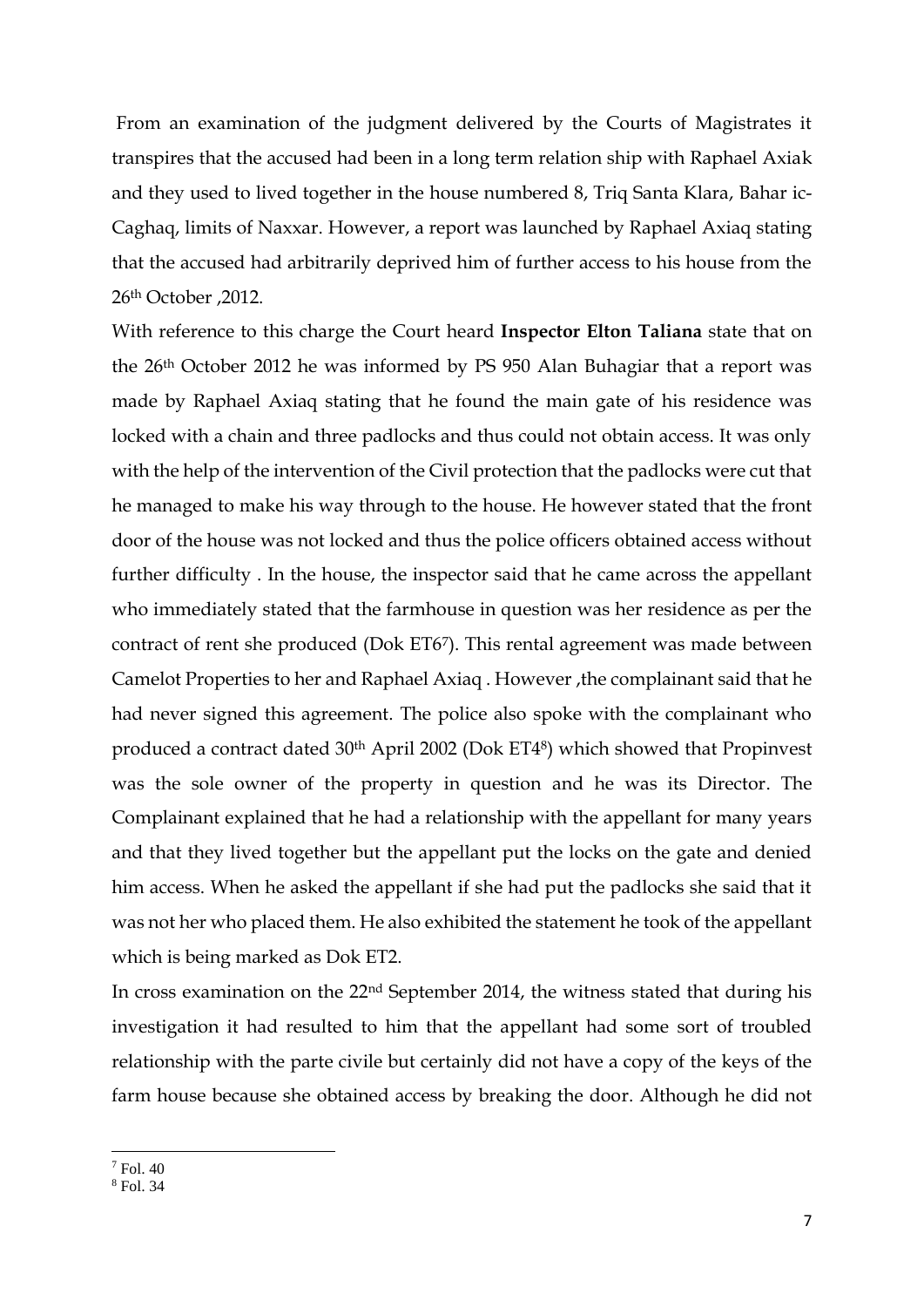From an examination of the judgment delivered by the Courts of Magistrates it transpires that the accused had been in a long term relation ship with Raphael Axiak and they used to lived together in the house numbered 8, Triq Santa Klara, Bahar ic-Caghaq, limits of Naxxar. However, a report was launched by Raphael Axiaq stating that the accused had arbitrarily deprived him of further access to his house from the 26th October ,2012.

With reference to this charge the Court heard **Inspector Elton Taliana** state that on the 26th October 2012 he was informed by PS 950 Alan Buhagiar that a report was made by Raphael Axiaq stating that he found the main gate of his residence was locked with a chain and three padlocks and thus could not obtain access. It was only with the help of the intervention of the Civil protection that the padlocks were cut that he managed to make his way through to the house. He however stated that the front door of the house was not locked and thus the police officers obtained access without further difficulty . In the house, the inspector said that he came across the appellant who immediately stated that the farmhouse in question was her residence as per the contract of rent she produced (Dok ET6[7]). This rental agreement was made between Camelot Properties to her and Raphael Axiaq . However ,the complainant said that he had never signed this agreement. The police also spoke with the complainant who produced a contract dated 30th April 2002 (Dok ET4[8]) which showed that Propinvest was the sole owner of the property in question and he was its Director. The Complainant explained that he had a relationship with the appellant for many years and that they lived together but the appellant put the locks on the gate and denied him access. When he asked the appellant if she had put the padlocks she said that it was not her who placed them. He also exhibited the statement he took of the appellant which is being marked as Dok ET2.

In cross examination on the 22nd September 2014, the witness stated that during his investigation it had resulted to him that the appellant had some sort of troubled relationship with the parte civile but certainly did not have a copy of the keys of the farm house because she obtained access by breaking the door. Although he did not

[7] Fol. 40

[8] Fol. 34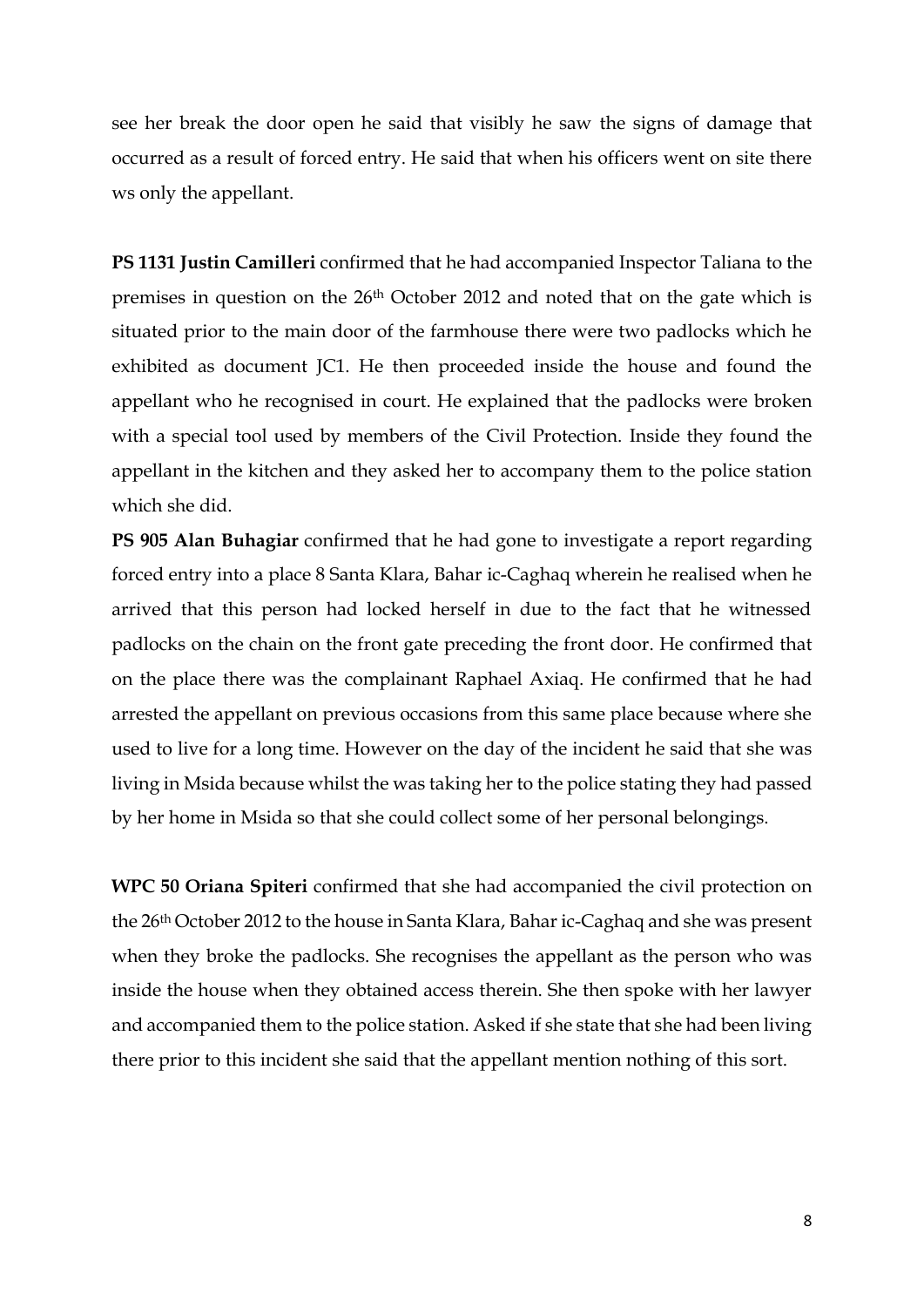see her break the door open he said that visibly he saw the signs of damage that occurred as a result of forced entry. He said that when his officers went on site there ws only the appellant.

**PS 1131 Justin Camilleri** confirmed that he had accompanied Inspector Taliana to the premises in question on the 26th October 2012 and noted that on the gate which is situated prior to the main door of the farmhouse there were two padlocks which he exhibited as document JC1. He then proceeded inside the house and found the appellant who he recognised in court. He explained that the padlocks were broken with a special tool used by members of the Civil Protection. Inside they found the appellant in the kitchen and they asked her to accompany them to the police station which she did.

**PS 905 Alan Buhagiar** confirmed that he had gone to investigate a report regarding forced entry into a place 8 Santa Klara, Bahar ic-Caghaq wherein he realised when he arrived that this person had locked herself in due to the fact that he witnessed padlocks on the chain on the front gate preceding the front door. He confirmed that on the place there was the complainant Raphael Axiaq. He confirmed that he had arrested the appellant on previous occasions from this same place because where she used to live for a long time. However on the day of the incident he said that she was living in Msida because whilst the was taking her to the police stating they had passed by her home in Msida so that she could collect some of her personal belongings.

**WPC 50 Oriana Spiteri** confirmed that she had accompanied the civil protection on the 26th October 2012 to the house in Santa Klara, Bahar ic-Caghaq and she was present when they broke the padlocks. She recognises the appellant as the person who was inside the house when they obtained access therein. She then spoke with her lawyer and accompanied them to the police station. Asked if she state that she had been living there prior to this incident she said that the appellant mention nothing of this sort.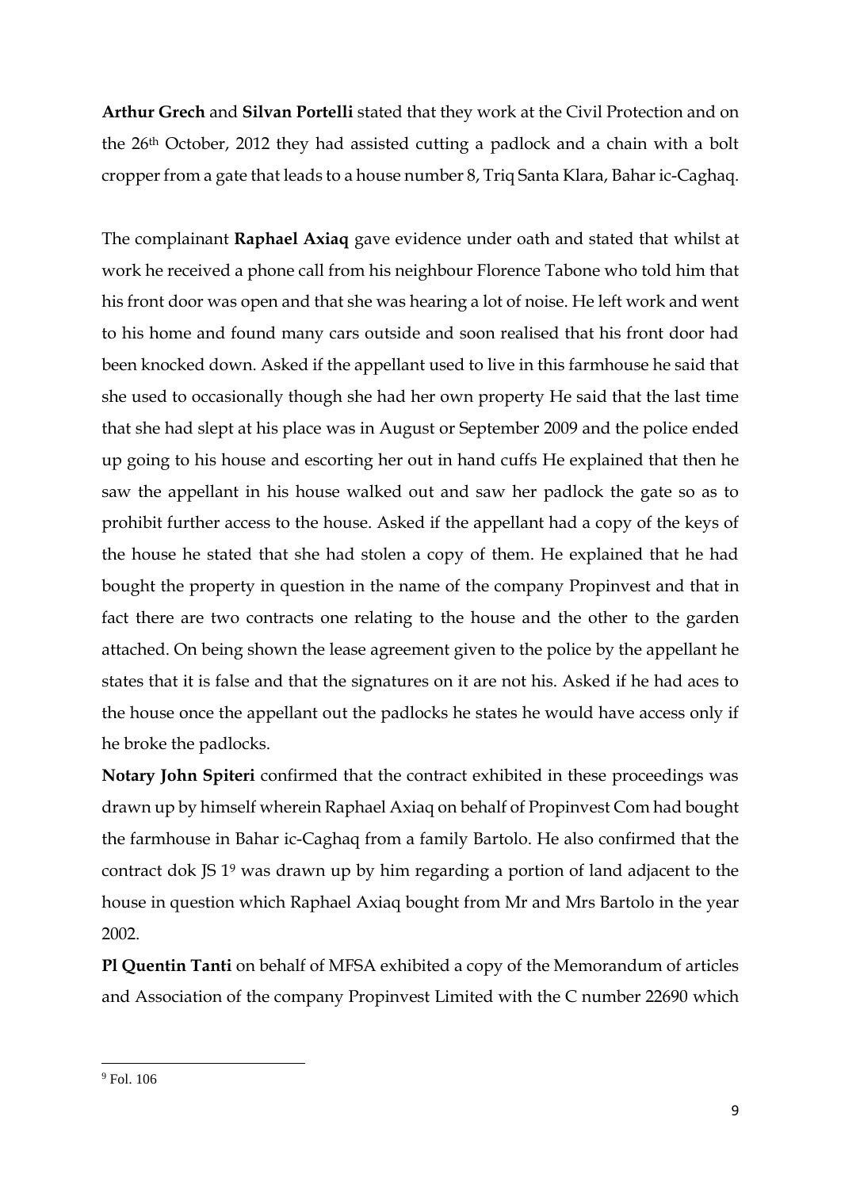**Arthur Grech** and **Silvan Portelli** stated that they work at the Civil Protection and on the 26th October, 2012 they had assisted cutting a padlock and a chain with a bolt cropper from a gate that leads to a house number 8, Triq Santa Klara, Bahar ic-Caghaq.

The complainant **Raphael Axiaq** gave evidence under oath and stated that whilst at work he received a phone call from his neighbour Florence Tabone who told him that his front door was open and that she was hearing a lot of noise. He left work and went to his home and found many cars outside and soon realised that his front door had been knocked down. Asked if the appellant used to live in this farmhouse he said that she used to occasionally though she had her own property He said that the last time that she had slept at his place was in August or September 2009 and the police ended up going to his house and escorting her out in hand cuffs He explained that then he saw the appellant in his house walked out and saw her padlock the gate so as to prohibit further access to the house. Asked if the appellant had a copy of the keys of the house he stated that she had stolen a copy of them. He explained that he had bought the property in question in the name of the company Propinvest and that in fact there are two contracts one relating to the house and the other to the garden attached. On being shown the lease agreement given to the police by the appellant he states that it is false and that the signatures on it are not his. Asked if he had aces to the house once the appellant out the padlocks he states he would have access only if he broke the padlocks.

**Notary John Spiteri** confirmed that the contract exhibited in these proceedings was drawn up by himself wherein Raphael Axiaq on behalf of Propinvest Com had bought the farmhouse in Bahar ic-Caghaq from a family Bartolo. He also confirmed that the contract dok JS 1[9] was drawn up by him regarding a portion of land adjacent to the house in question which Raphael Axiaq bought from Mr and Mrs Bartolo in the year 2002.

**Pl Quentin Tanti** on behalf of MFSA exhibited a copy of the Memorandum of articles and Association of the company Propinvest Limited with the C number 22690 which

[9] Fol. 106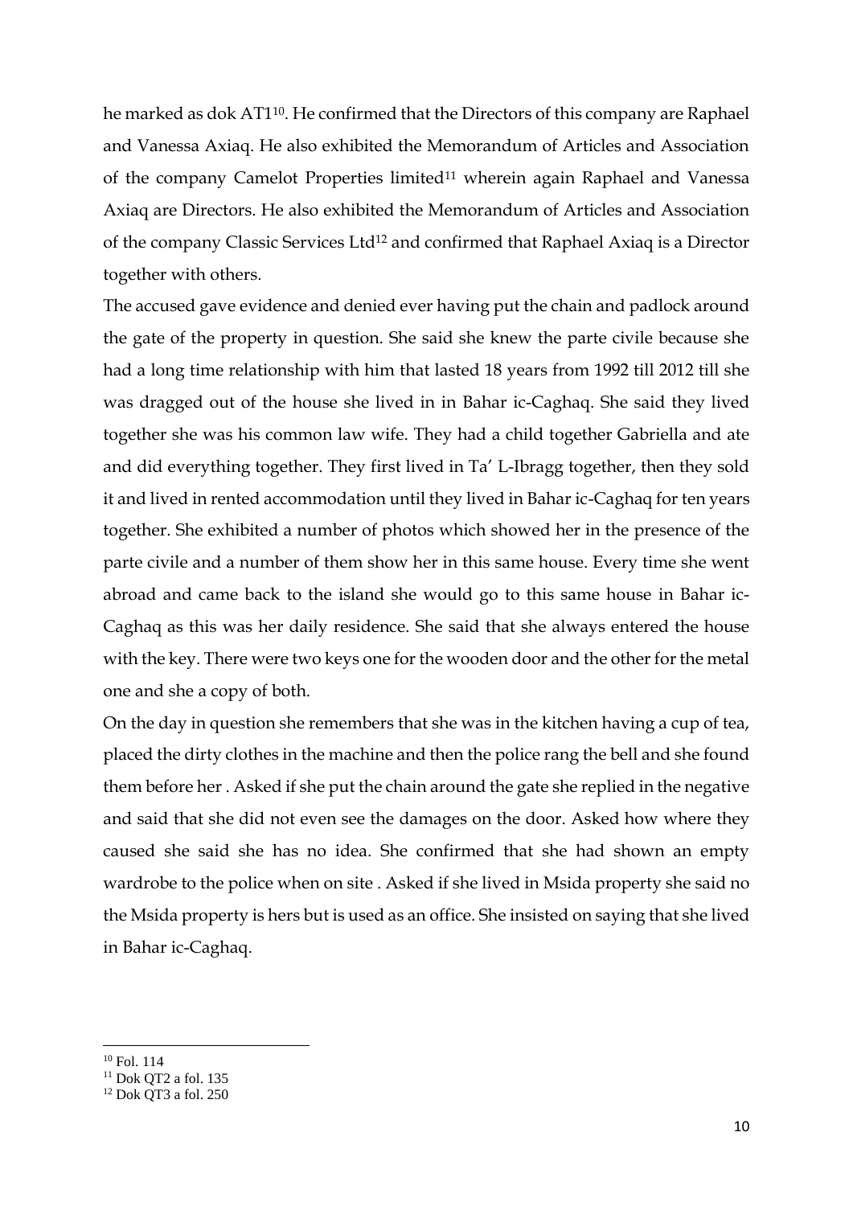he marked as dok AT1[10]. He confirmed that the Directors of this company are Raphael and Vanessa Axiaq. He also exhibited the Memorandum of Articles and Association of the company Camelot Properties limited[11] wherein again Raphael and Vanessa Axiaq are Directors. He also exhibited the Memorandum of Articles and Association of the company Classic Services Ltd[12] and confirmed that Raphael Axiaq is a Director together with others.

The accused gave evidence and denied ever having put the chain and padlock around the gate of the property in question. She said she knew the parte civile because she had a long time relationship with him that lasted 18 years from 1992 till 2012 till she was dragged out of the house she lived in in Bahar ic-Caghaq. She said they lived together she was his common law wife. They had a child together Gabriella and ate and did everything together. They first lived in Ta' L-Ibragg together, then they sold it and lived in rented accommodation until they lived in Bahar ic-Caghaq for ten years together. She exhibited a number of photos which showed her in the presence of the parte civile and a number of them show her in this same house. Every time she went abroad and came back to the island she would go to this same house in Bahar ic-Caghaq as this was her daily residence. She said that she always entered the house with the key. There were two keys one for the wooden door and the other for the metal one and she a copy of both.

On the day in question she remembers that she was in the kitchen having a cup of tea, placed the dirty clothes in the machine and then the police rang the bell and she found them before her . Asked if she put the chain around the gate she replied in the negative and said that she did not even see the damages on the door. Asked how where they caused she said she has no idea. She confirmed that she had shown an empty wardrobe to the police when on site . Asked if she lived in Msida property she said no the Msida property is hers but is used as an office. She insisted on saying that she lived in Bahar ic-Caghaq.

---

[10] Fol. 114

[11] Dok QT2 a fol. 135

[12] Dok QT3 a fol. 250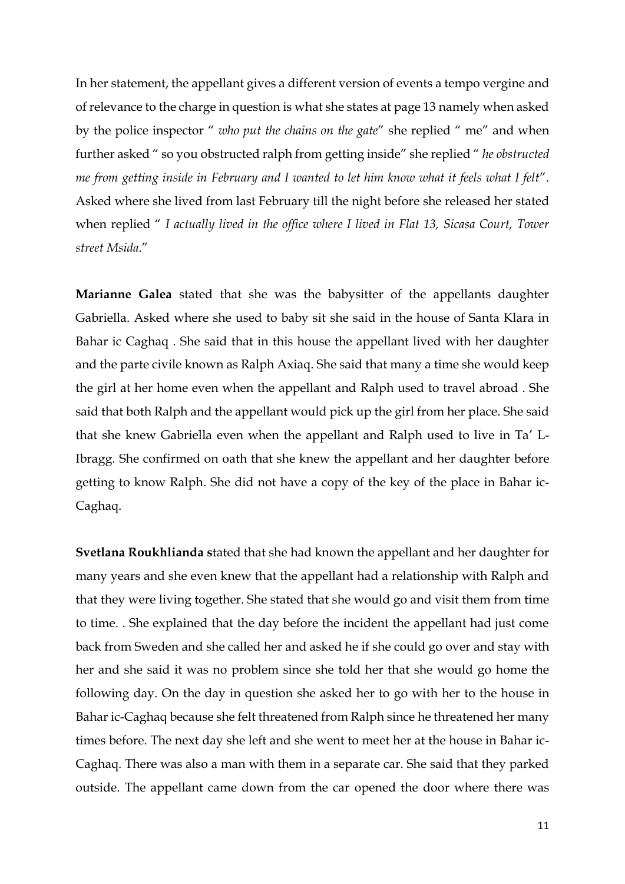In her statement, the appellant gives a different version of events a tempo vergine and of relevance to the charge in question is what she states at page 13 namely when asked by the police inspector " *who put the chains on the gate*" she replied " me" and when further asked " so you obstructed ralph from getting inside" she replied " *he obstructed me from getting inside in February and I wanted to let him know what it feels what I felt*". Asked where she lived from last February till the night before she released her stated when replied " *I actually lived in the office where I lived in Flat 13, Sicasa Court, Tower street Msida*."

**Marianne Galea** stated that she was the babysitter of the appellants daughter Gabriella. Asked where she used to baby sit she said in the house of Santa Klara in Bahar ic Caghaq . She said that in this house the appellant lived with her daughter and the parte civile known as Ralph Axiaq. She said that many a time she would keep the girl at her home even when the appellant and Ralph used to travel abroad . She said that both Ralph and the appellant would pick up the girl from her place. She said that she knew Gabriella even when the appellant and Ralph used to live in Ta' L-Ibragg. She confirmed on oath that she knew the appellant and her daughter before getting to know Ralph. She did not have a copy of the key of the place in Bahar ic-Caghaq.

**Svetlana Roukhlianda s**tated that she had known the appellant and her daughter for many years and she even knew that the appellant had a relationship with Ralph and that they were living together. She stated that she would go and visit them from time to time. . She explained that the day before the incident the appellant had just come back from Sweden and she called her and asked he if she could go over and stay with her and she said it was no problem since she told her that she would go home the following day. On the day in question she asked her to go with her to the house in Bahar ic-Caghaq because she felt threatened from Ralph since he threatened her many times before. The next day she left and she went to meet her at the house in Bahar ic-Caghaq. There was also a man with them in a separate car. She said that they parked outside. The appellant came down from the car opened the door where there was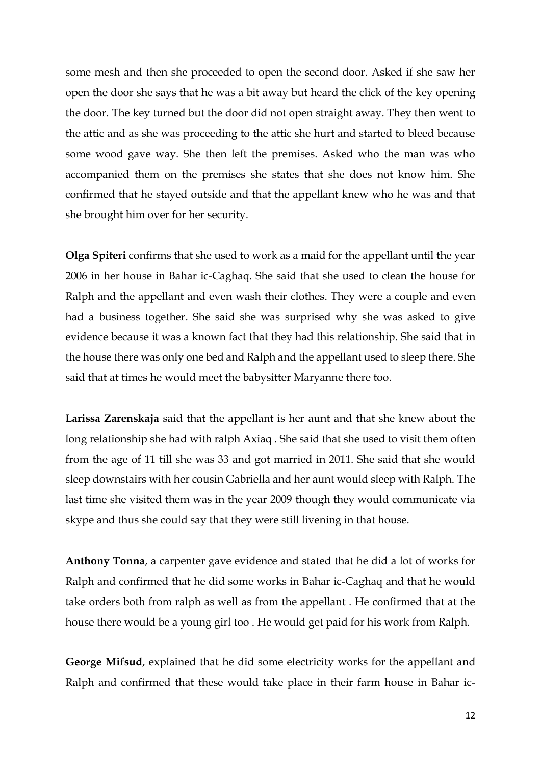some mesh and then she proceeded to open the second door. Asked if she saw her open the door she says that he was a bit away but heard the click of the key opening the door. The key turned but the door did not open straight away. They then went to the attic and as she was proceeding to the attic she hurt and started to bleed because some wood gave way. She then left the premises. Asked who the man was who accompanied them on the premises she states that she does not know him. She confirmed that he stayed outside and that the appellant knew who he was and that she brought him over for her security.

**Olga Spiteri** confirms that she used to work as a maid for the appellant until the year 2006 in her house in Bahar ic-Caghaq. She said that she used to clean the house for Ralph and the appellant and even wash their clothes. They were a couple and even had a business together. She said she was surprised why she was asked to give evidence because it was a known fact that they had this relationship. She said that in the house there was only one bed and Ralph and the appellant used to sleep there. She said that at times he would meet the babysitter Maryanne there too.

**Larissa Zarenskaja** said that the appellant is her aunt and that she knew about the long relationship she had with ralph Axiaq . She said that she used to visit them often from the age of 11 till she was 33 and got married in 2011. She said that she would sleep downstairs with her cousin Gabriella and her aunt would sleep with Ralph. The last time she visited them was in the year 2009 though they would communicate via skype and thus she could say that they were still livening in that house.

**Anthony Tonna**, a carpenter gave evidence and stated that he did a lot of works for Ralph and confirmed that he did some works in Bahar ic-Caghaq and that he would take orders both from ralph as well as from the appellant . He confirmed that at the house there would be a young girl too . He would get paid for his work from Ralph.

**George Mifsud**, explained that he did some electricity works for the appellant and Ralph and confirmed that these would take place in their farm house in Bahar ic-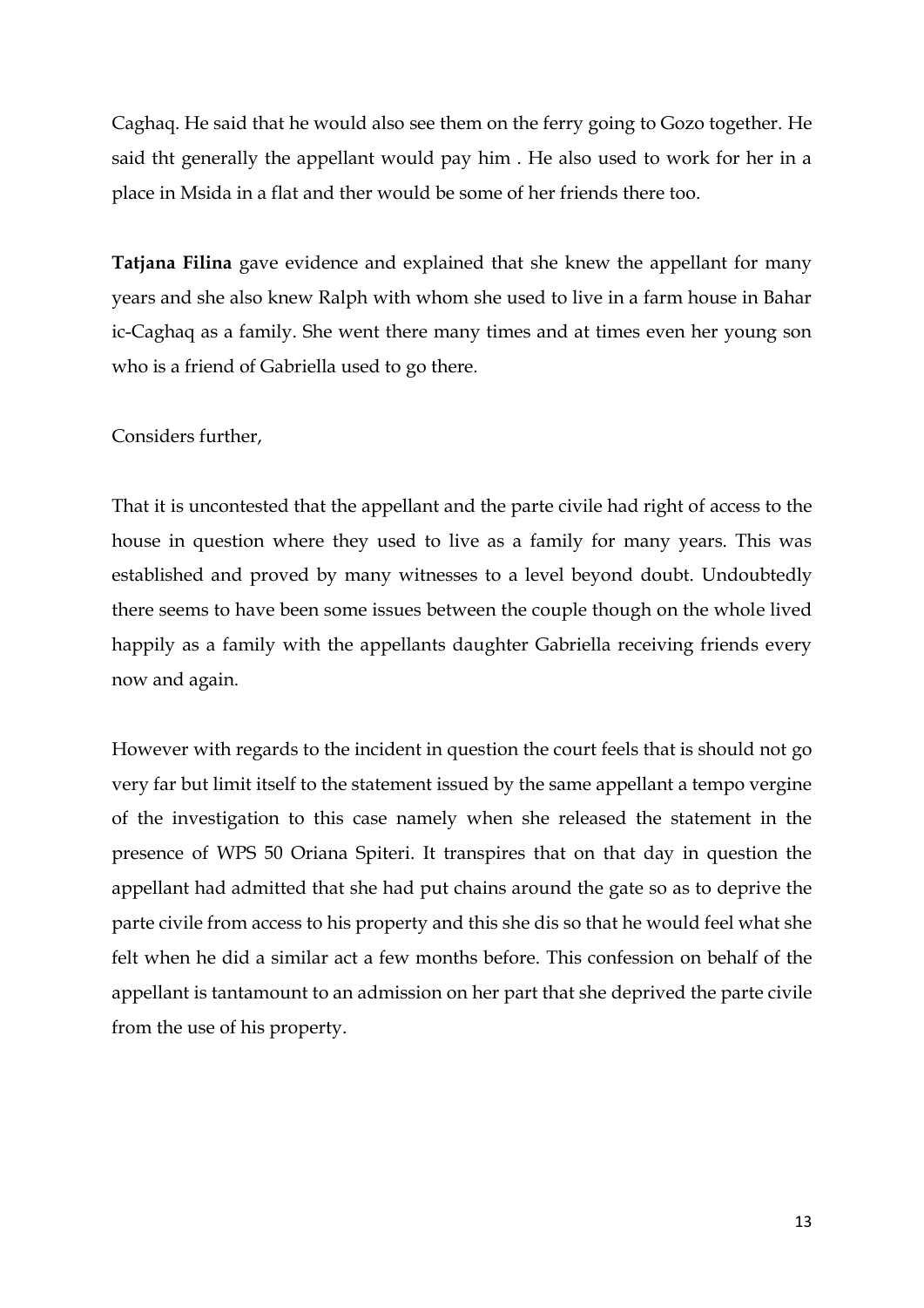Caghaq. He said that he would also see them on the ferry going to Gozo together. He said tht generally the appellant would pay him . He also used to work for her in a place in Msida in a flat and ther would be some of her friends there too.

**Tatjana Filina** gave evidence and explained that she knew the appellant for many years and she also knew Ralph with whom she used to live in a farm house in Bahar ic-Caghaq as a family. She went there many times and at times even her young son who is a friend of Gabriella used to go there.

Considers further,

That it is uncontested that the appellant and the parte civile had right of access to the house in question where they used to live as a family for many years. This was established and proved by many witnesses to a level beyond doubt. Undoubtedly there seems to have been some issues between the couple though on the whole lived happily as a family with the appellants daughter Gabriella receiving friends every now and again.

However with regards to the incident in question the court feels that is should not go very far but limit itself to the statement issued by the same appellant a tempo vergine of the investigation to this case namely when she released the statement in the presence of WPS 50 Oriana Spiteri. It transpires that on that day in question the appellant had admitted that she had put chains around the gate so as to deprive the parte civile from access to his property and this she dis so that he would feel what she felt when he did a similar act a few months before. This confession on behalf of the appellant is tantamount to an admission on her part that she deprived the parte civile from the use of his property.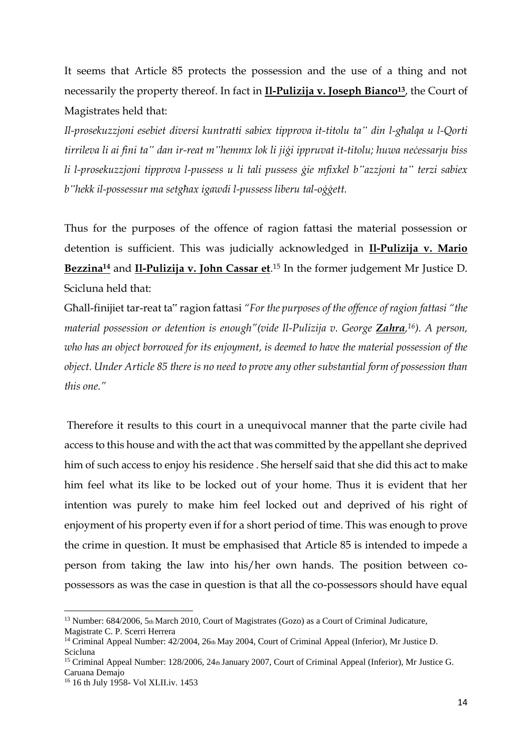It seems that Article 85 protects the possession and the use of a thing and not necessarily the property thereof. In fact in **Il-Pulizija v. Joseph Bianco**[13], the Court of Magistrates held that:

*Il-prosekuzzjoni esebiet diversi kuntratti sabiex tipprova it-titolu ta" din l-għalqa u l-Qorti tirrileva li ai fini ta" dan ir-reat m"hemmx lok li jiġi ippruvat it-titolu; huwa neċessarju biss li l-prosekuzzjoni tipprova l-pussess u li tali pussess ġie mfixkel b"azzjoni ta" terzi sabiex b"hekk il-possessur ma setgħax igawdi l-pussess liberu tal-oġġett.*

Thus for the purposes of the offence of ragion fattasi the material possession or detention is sufficient. This was judicially acknowledged in **Il-Pulizija v. Mario Bezzina**[14] and **Il-Pulizija v. John Cassar et**.[15] In the former judgement Mr Justice D. Scicluna held that:

Għall-finijiet tar-reat ta" ragion fattasi *"For the purposes of the offence of ragion fattasi "the material possession or detention is enough"(vide Il-Pulizija v. George **Zahra**,[16]). A person, who has an object borrowed for its enjoyment, is deemed to have the material possession of the object. Under Article 85 there is no need to prove any other substantial form of possession than this one."*

Therefore it results to this court in a unequivocal manner that the parte civile had access to this house and with the act that was committed by the appellant she deprived him of such access to enjoy his residence . She herself said that she did this act to make him feel what its like to be locked out of your home. Thus it is evident that her intention was purely to make him feel locked out and deprived of his right of enjoyment of his property even if for a short period of time. This was enough to prove the crime in question. It must be emphasised that Article 85 is intended to impede a person from taking the law into his/her own hands. The position between co-possessors as was the case in question is that all the co-possessors should have equal

---

[13] Number: 684/2006, 5th March 2010, Court of Magistrates (Gozo) as a Court of Criminal Judicature, Magistrate C. P. Scerri Herrera

[14] Criminal Appeal Number: 42/2004, 26th May 2004, Court of Criminal Appeal (Inferior), Mr Justice D. Scicluna

[15] Criminal Appeal Number: 128/2006, 24th January 2007, Court of Criminal Appeal (Inferior), Mr Justice G. Caruana Demajo

[16] 16 th July 1958- Vol XLII.iv. 1453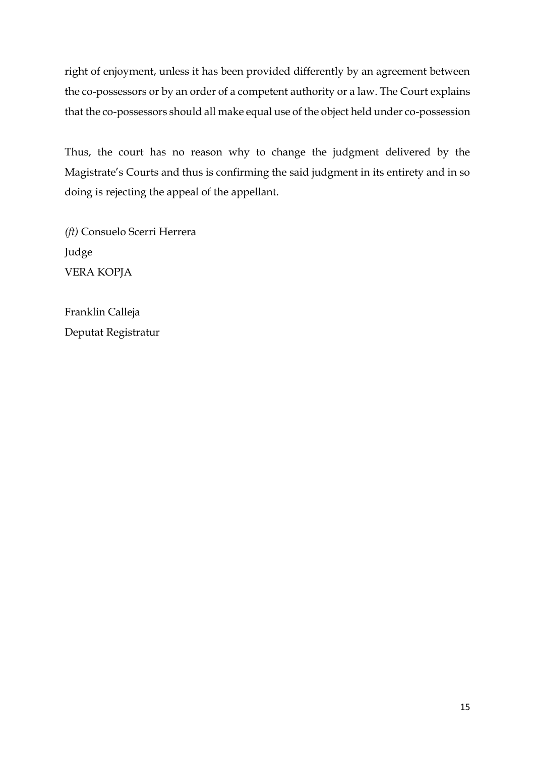right of enjoyment, unless it has been provided differently by an agreement between the co-possessors or by an order of a competent authority or a law. The Court explains that the co-possessors should all make equal use of the object held under co-possession

Thus, the court has no reason why to change the judgment delivered by the Magistrate's Courts and thus is confirming the said judgment in its entirety and in so doing is rejecting the appeal of the appellant.

*(ft)* Consuelo Scerri Herrera
Judge
VERA KOPJA

Franklin Calleja
Deputat Registratur